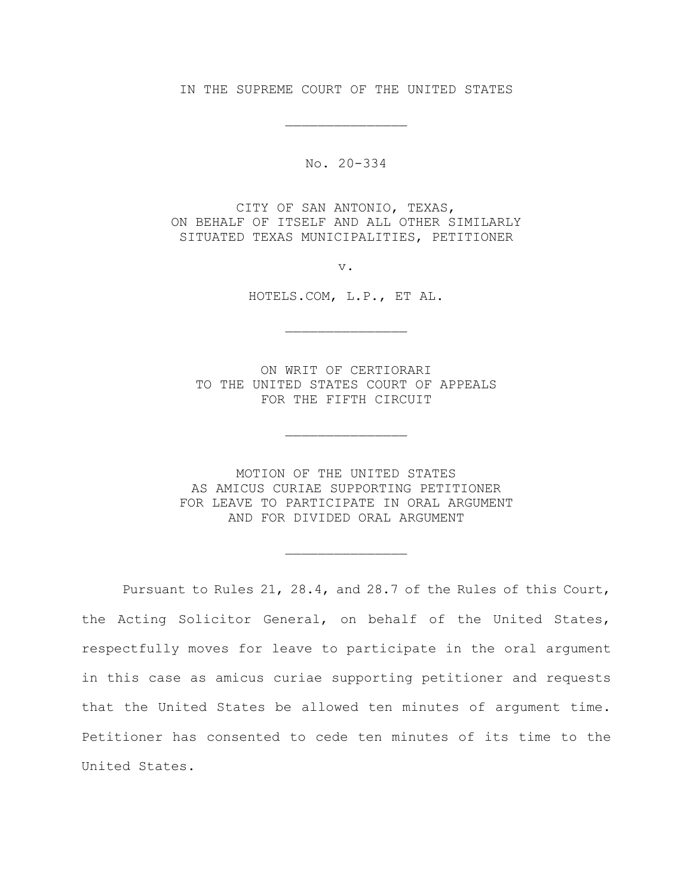IN THE SUPREME COURT OF THE UNITED STATES

---

No. 20-334

CITY OF SAN ANTONIO, TEXAS,
ON BEHALF OF ITSELF AND ALL OTHER SIMILARLY
SITUATED TEXAS MUNICIPALITIES, PETITIONER

v.

HOTELS.COM, L.P., ET AL.

---

ON WRIT OF CERTIORARI
TO THE UNITED STATES COURT OF APPEALS
FOR THE FIFTH CIRCUIT

---

MOTION OF THE UNITED STATES
AS AMICUS CURIAE SUPPORTING PETITIONER
FOR LEAVE TO PARTICIPATE IN ORAL ARGUMENT
AND FOR DIVIDED ORAL ARGUMENT

---

Pursuant to Rules 21, 28.4, and 28.7 of the Rules of this Court, the Acting Solicitor General, on behalf of the United States, respectfully moves for leave to participate in the oral argument in this case as amicus curiae supporting petitioner and requests that the United States be allowed ten minutes of argument time. Petitioner has consented to cede ten minutes of its time to the United States.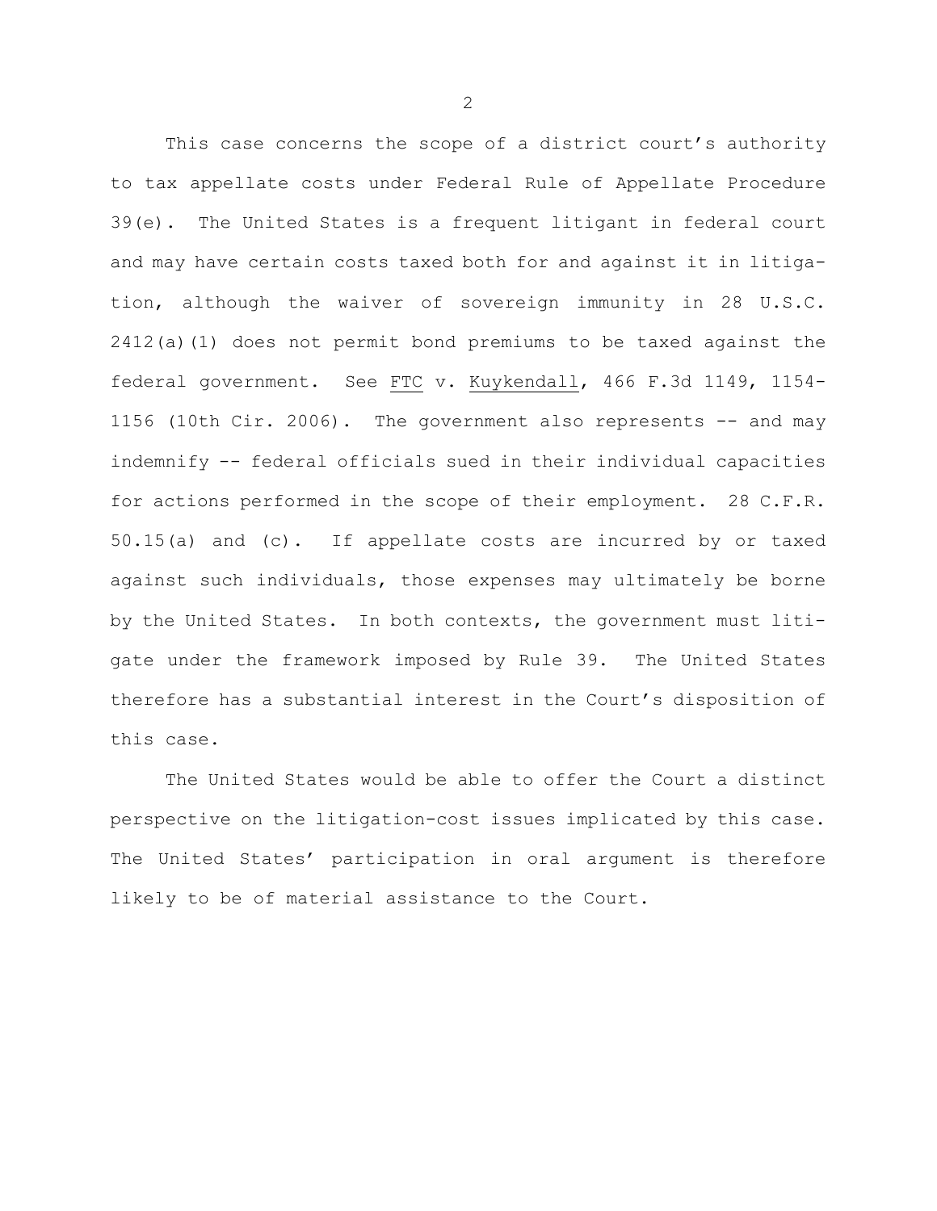This case concerns the scope of a district court's authority to tax appellate costs under Federal Rule of Appellate Procedure 39(e). The United States is a frequent litigant in federal court and may have certain costs taxed both for and against it in litigation, although the waiver of sovereign immunity in 28 U.S.C. 2412(a)(1) does not permit bond premiums to be taxed against the federal government. See FTC v. Kuykendall, 466 F.3d 1149, 1154-1156 (10th Cir. 2006). The government also represents -- and may indemnify -- federal officials sued in their individual capacities for actions performed in the scope of their employment. 28 C.F.R. 50.15(a) and (c). If appellate costs are incurred by or taxed against such individuals, those expenses may ultimately be borne by the United States. In both contexts, the government must litigate under the framework imposed by Rule 39. The United States therefore has a substantial interest in the Court's disposition of this case.

The United States would be able to offer the Court a distinct perspective on the litigation-cost issues implicated by this case. The United States' participation in oral argument is therefore likely to be of material assistance to the Court.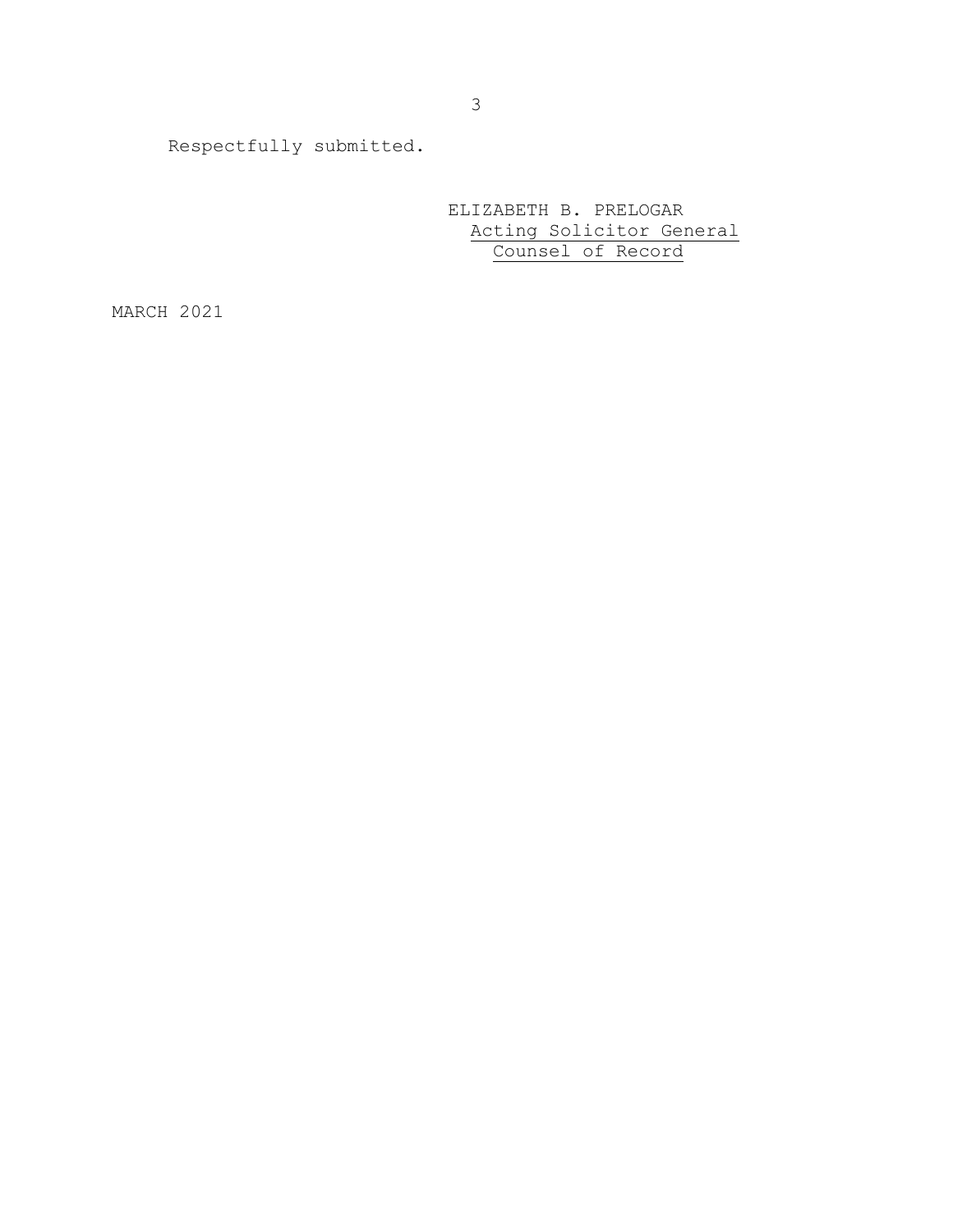Respectfully submitted.

ELIZABETH B. PRELOGAR
Acting Solicitor General
Counsel of Record

MARCH 2021